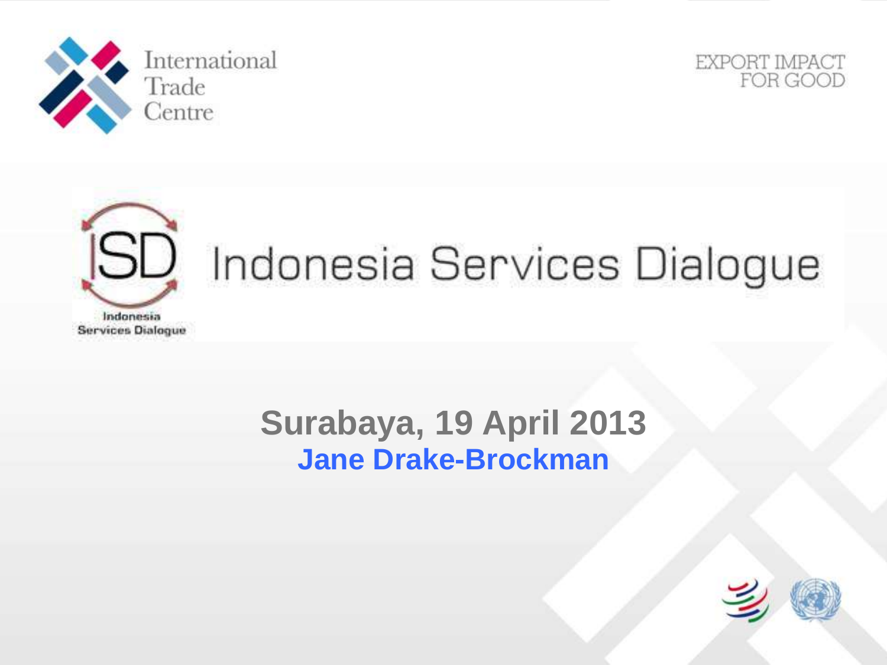International Trade Centre

EXPORT IMPACT FOR GOOD

# Indonesia Services Dialogue

ISD Indonesia Services Dialogue

## Surabaya, 19 April 2013

**Jane Drake-Brockman**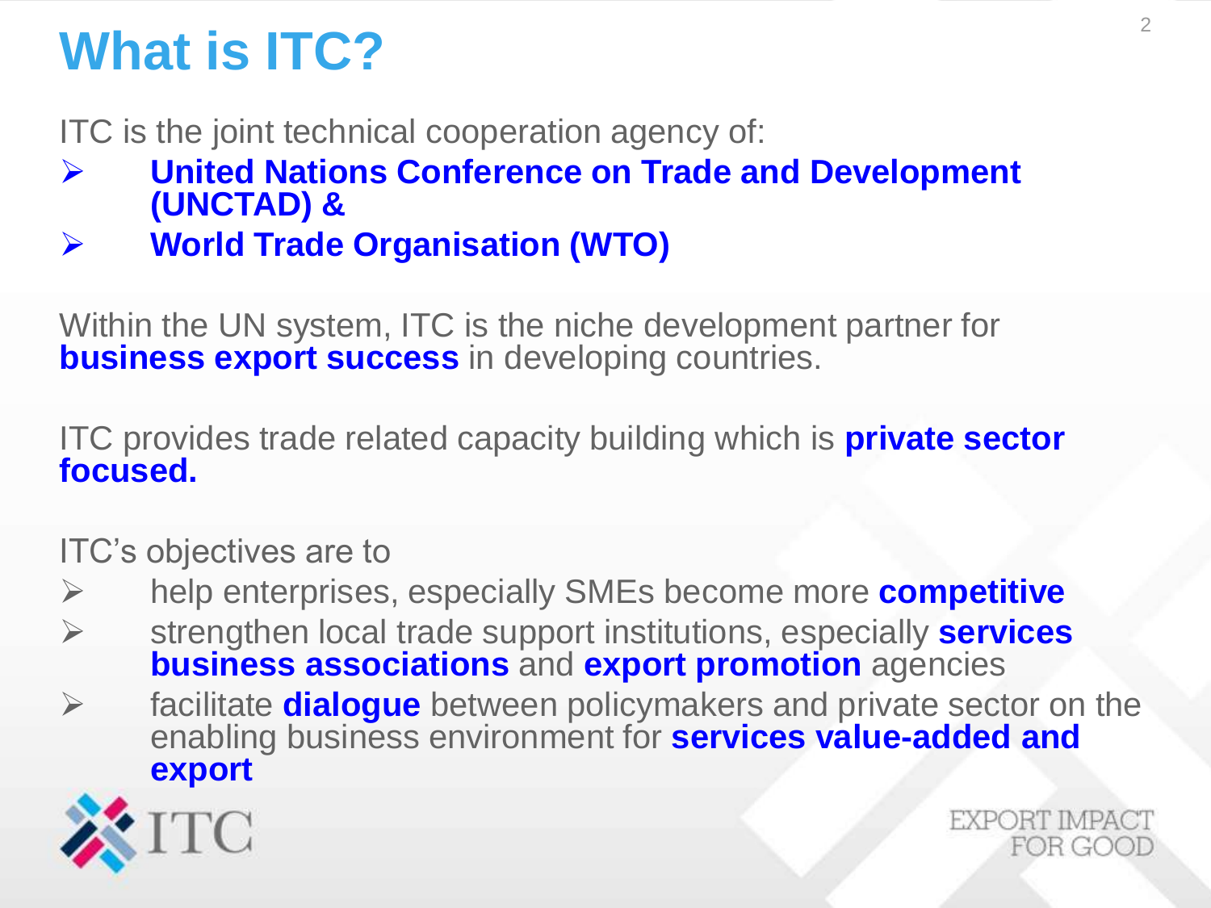# What is ITC?

ITC is the joint technical cooperation agency of:

- **United Nations Conference on Trade and Development (UNCTAD) &**
- **World Trade Organisation (WTO)**

Within the UN system, ITC is the niche development partner for **business export success** in developing countries.

ITC provides trade related capacity building which is **private sector focused.**

ITC's objectives are to

- help enterprises, especially SMEs become more **competitive**
- strengthen local trade support institutions, especially **services business associations** and **export promotion** agencies
- facilitate **dialogue** between policymakers and private sector on the enabling business environment for **services value-added and export**

ITC

EXPORT IMPACT FOR GOOD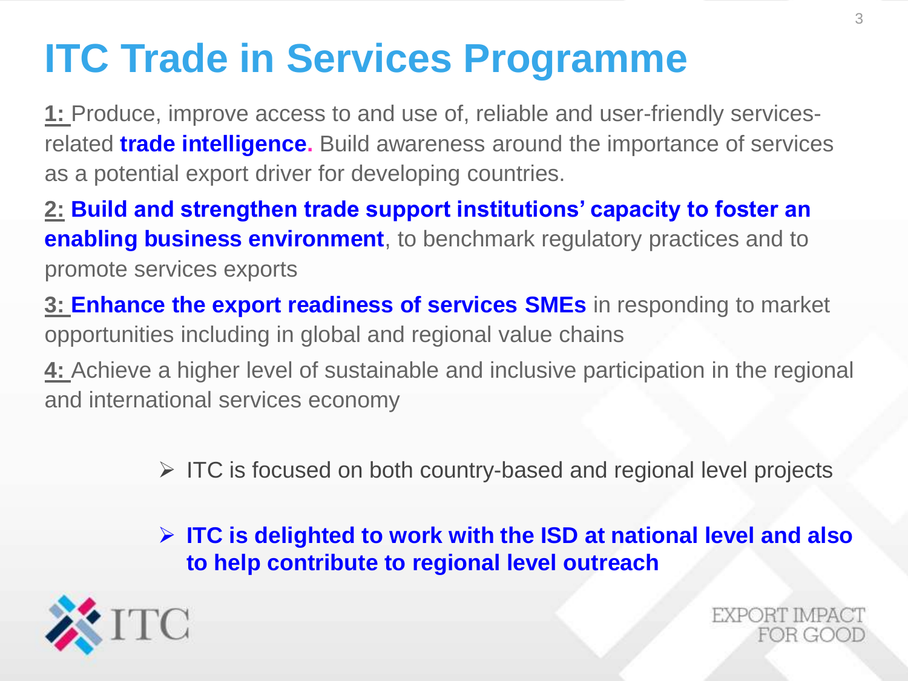# ITC Trade in Services Programme

**1:** Produce, improve access to and use of, reliable and user-friendly services-related **trade intelligence**. Build awareness around the importance of services as a potential export driver for developing countries.

**2:** **Build and strengthen trade support institutions' capacity to foster an enabling business environment**, to benchmark regulatory practices and to promote services exports

**3:** **Enhance the export readiness of services SMEs** in responding to market opportunities including in global and regional value chains

**4:** Achieve a higher level of sustainable and inclusive participation in the regional and international services economy

- ITC is focused on both country-based and regional level projects
- **ITC is delighted to work with the ISD at national level and also to help contribute to regional level outreach**

ITC

EXPORT IMPACT FOR GOOD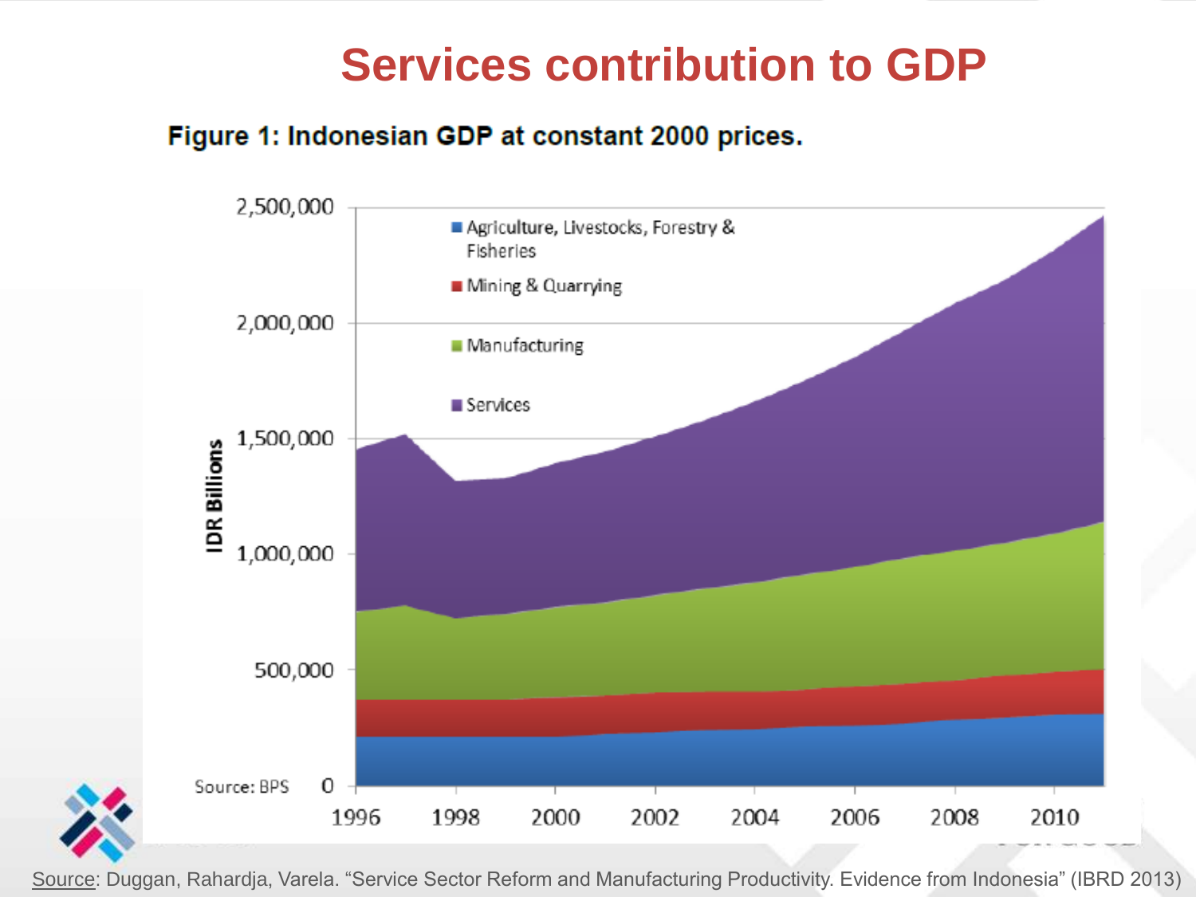# Services contribution to GDP

**Figure 1: Indonesian GDP at constant 2000 prices.**

Source: BPS

Source: Duggan, Rahardja, Varela. "Service Sector Reform and Manufacturing Productivity. Evidence from Indonesia" (IBRD 2013)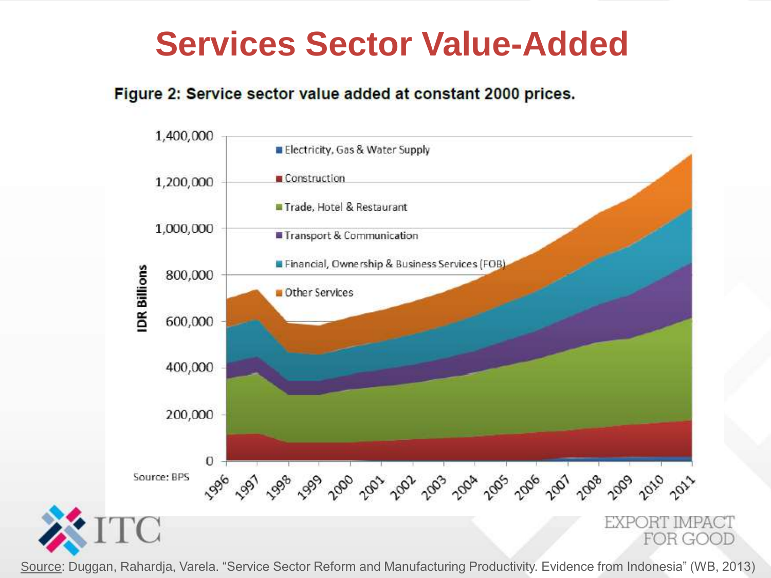# Services Sector Value-Added

**Figure 2: Service sector value added at constant 2000 prices.**

Source: BPS

Source: Duggan, Rahardja, Varela. "Service Sector Reform and Manufacturing Productivity. Evidence from Indonesia" (WB, 2013)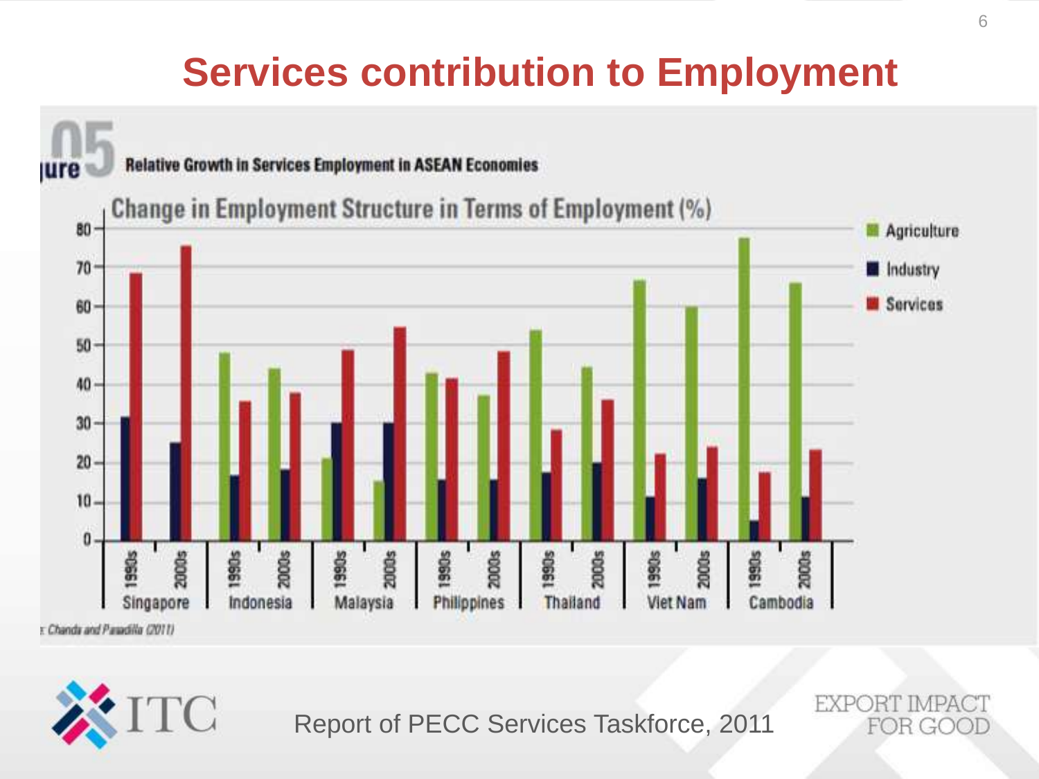# Services contribution to Employment

**Figure 05** Relative Growth in Services Employment in ASEAN Economies

**Change in Employment Structure in Terms of Employment (%)**

Legend: Agriculture, Industry, Services

Countries and periods shown: Singapore, Indonesia, Malaysia, Philippines, Thailand, Viet Nam, Cambodia (1990s, 2000s)

*Source: Chanda and Pasadilla (2011)*

Report of PECC Services Taskforce, 2011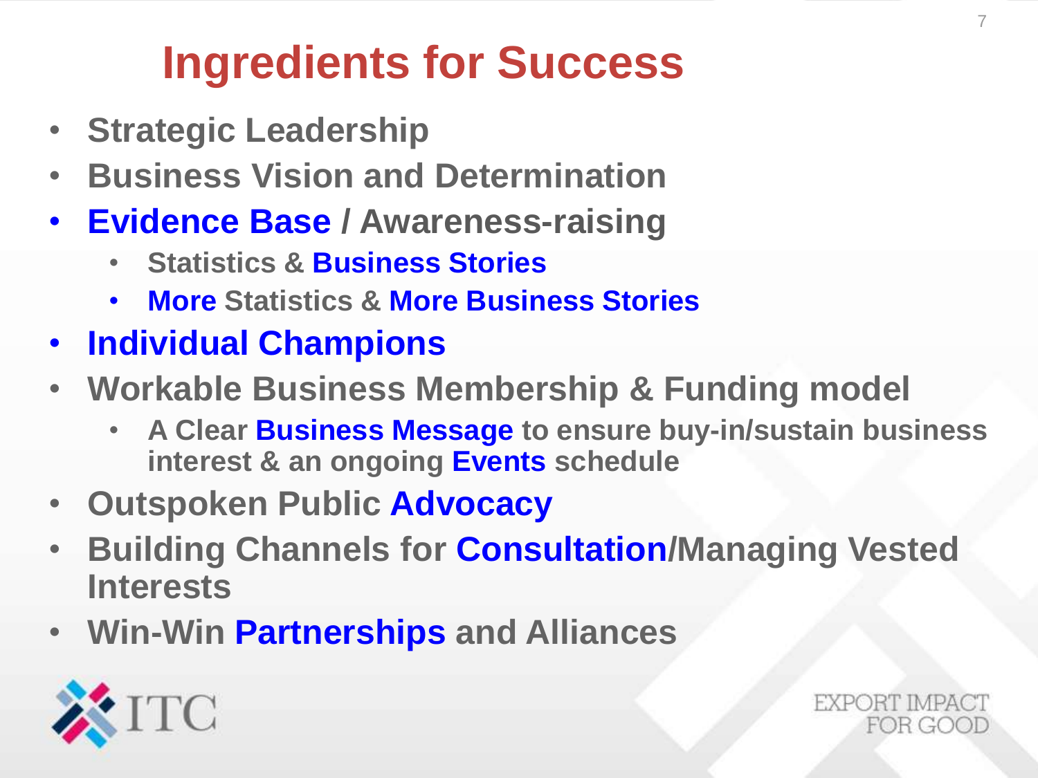# Ingredients for Success

- Strategic Leadership
- Business Vision and Determination
- Evidence Base / Awareness-raising
  - Statistics & Business Stories
  - More Statistics & More Business Stories
- Individual Champions
- Workable Business Membership & Funding model
  - A Clear Business Message to ensure buy-in/sustain business interest & an ongoing Events schedule
- Outspoken Public Advocacy
- Building Channels for Consultation/Managing Vested Interests
- Win-Win Partnerships and Alliances

ITC

EXPORT IMPACT FOR GOOD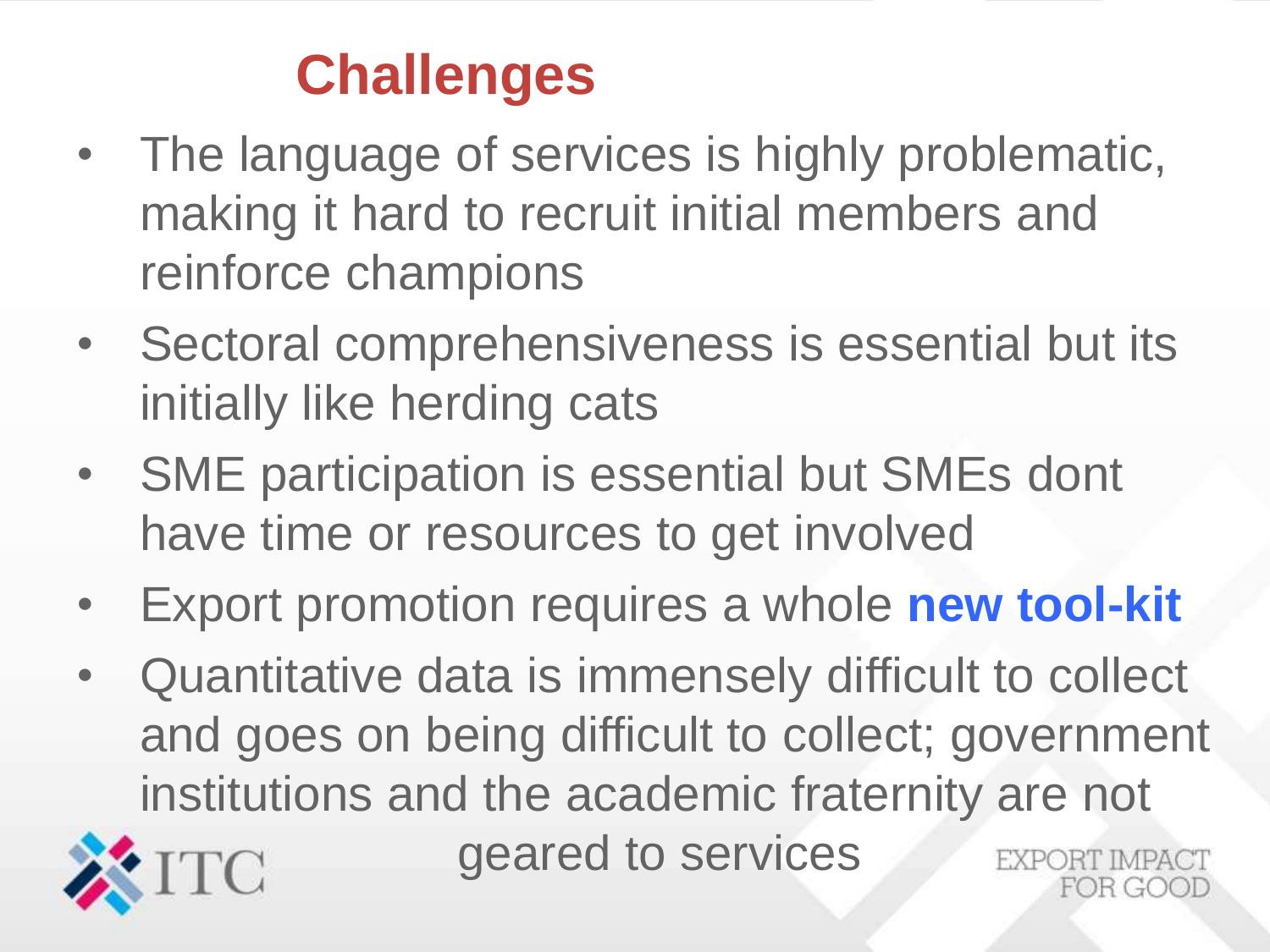# Challenges

- The language of services is highly problematic, making it hard to recruit initial members and reinforce champions
- Sectoral comprehensiveness is essential but its initially like herding cats
- SME participation is essential but SMEs dont have time or resources to get involved
- Export promotion requires a whole **new tool-kit**
- Quantitative data is immensely difficult to collect and goes on being difficult to collect; government institutions and the academic fraternity are not geared to services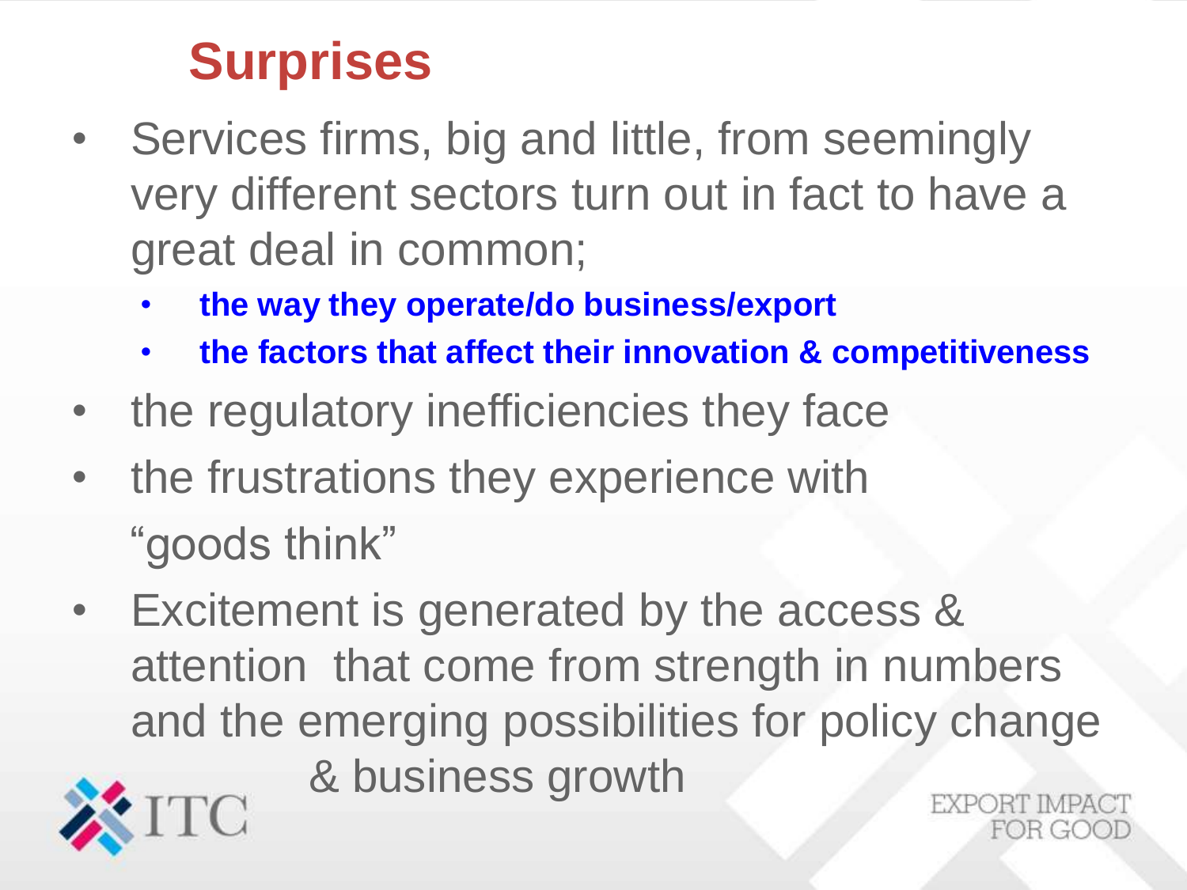# Surprises

- Services firms, big and little, from seemingly very different sectors turn out in fact to have a great deal in common;
  - **the way they operate/do business/export**
  - **the factors that affect their innovation & competitiveness**
- the regulatory inefficiencies they face
- the frustrations they experience with "goods think"
- Excitement is generated by the access & attention that come from strength in numbers and the emerging possibilities for policy change & business growth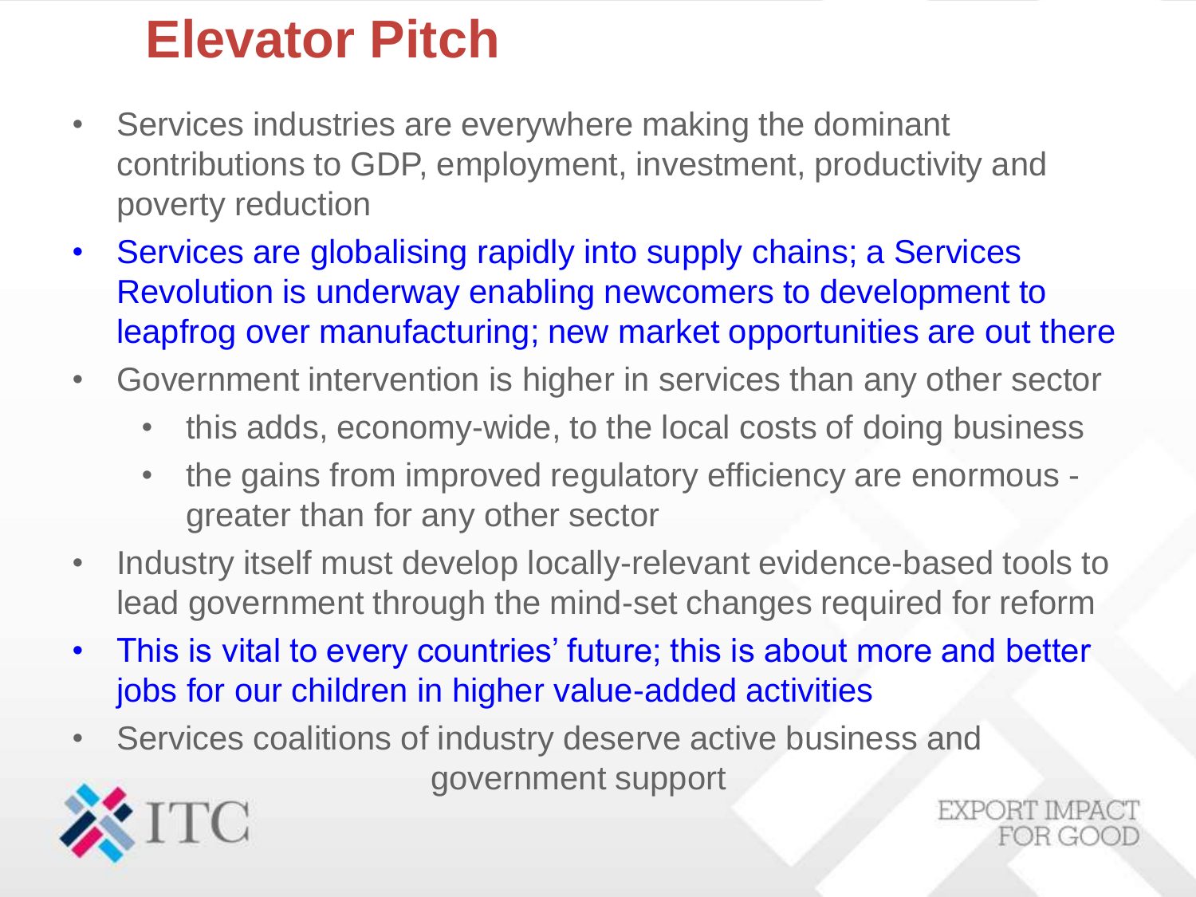# Elevator Pitch

- Services industries are everywhere making the dominant contributions to GDP, employment, investment, productivity and poverty reduction
- Services are globalising rapidly into supply chains; a Services Revolution is underway enabling newcomers to development to leapfrog over manufacturing; new market opportunities are out there
- Government intervention is higher in services than any other sector
  - this adds, economy-wide, to the local costs of doing business
  - the gains from improved regulatory efficiency are enormous - greater than for any other sector
- Industry itself must develop locally-relevant evidence-based tools to lead government through the mind-set changes required for reform
- This is vital to every countries' future; this is about more and better jobs for our children in higher value-added activities
- Services coalitions of industry deserve active business and government support

ITC

EXPORT IMPACT FOR GOOD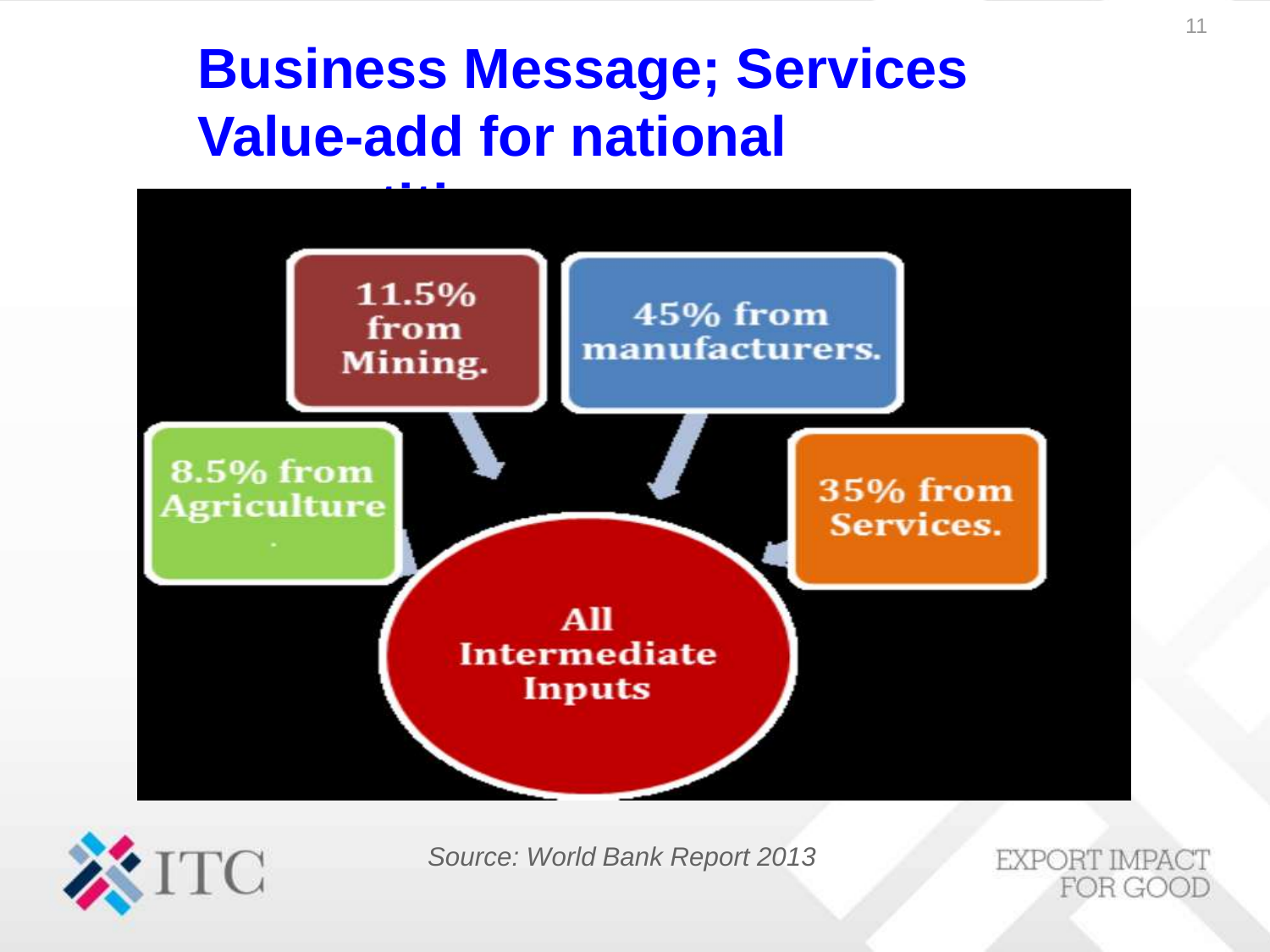# Business Message; Services Value-add for national competitiveness

11.5% from Mining.

45% from manufacturers.

8.5% from Agriculture.

35% from Services.

All Intermediate Inputs

*Source: World Bank Report 2013*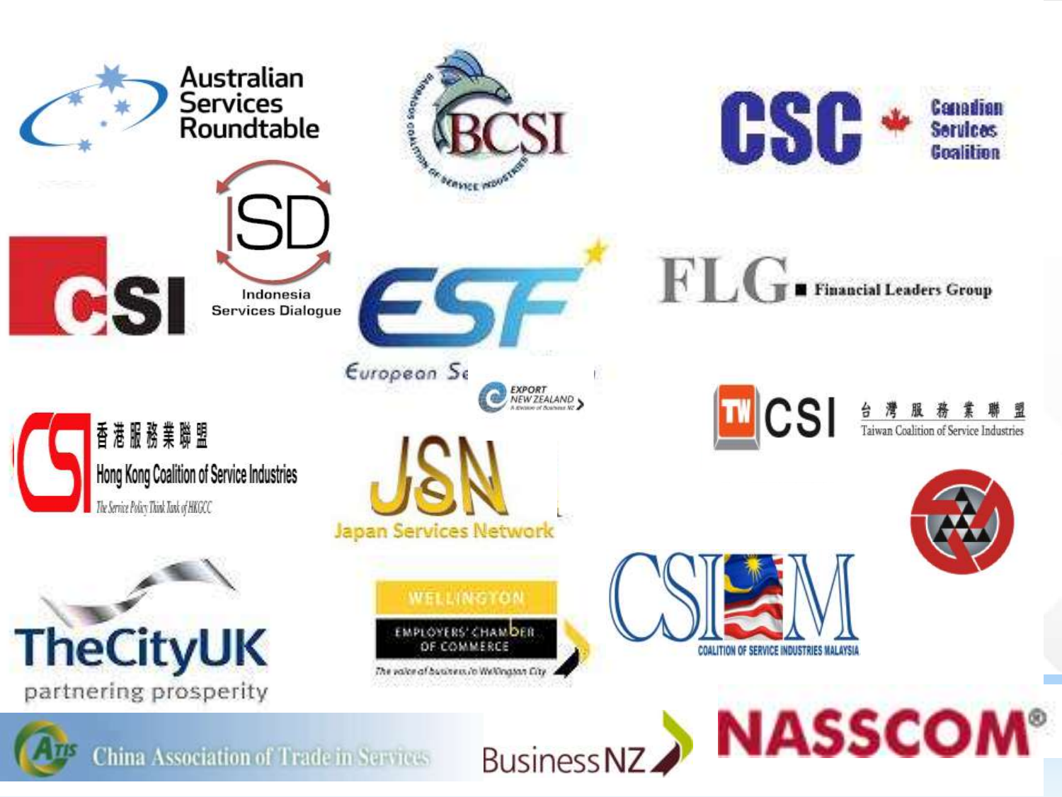Australian Services Roundtable

BCSI

BARBADOS COALITION OF SERVICE INDUSTRIES

CSC Canadian Services Coalition

CSI

ISD

Indonesia Services Dialogue

ESF

European Se

FLG ■ Financial Leaders Group

EXPORT NEW ZEALAND

香港服務業聯盟

Hong Kong Coalition of Service Industries

The Service Policy Think Tank of HKGCC

JSN

Japan Services Network

TW CSI 台灣服務業聯盟

Taiwan Coalition of Service Industries

TheCityUK

partnering prosperity

WELLINGTON

EMPLOYERS' CHAMBER OF COMMERCE

The voice of business in Wellington City

CSIM

COALITION OF SERVICE INDUSTRIES MALAYSIA

CATIS China Association of Trade in Services

BusinessNZ

NASSCOM®